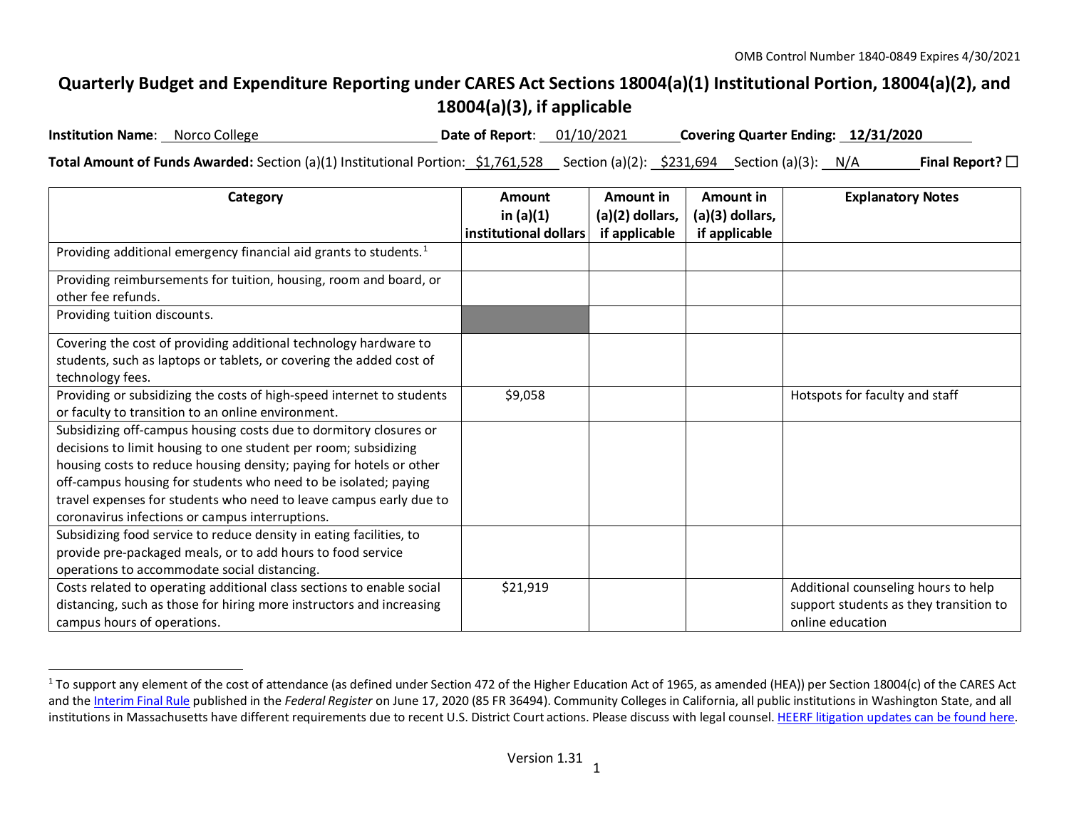OMB Control Number 1840-0849 Expires 4/30/2021

# Quarterly Budget and Expenditure Reporting under CARES Act Sections 18004(a)(1) Institutional Portion, 18004(a)(2), and 18004(a)(3), if applicable

**Institution Name**: Norco College **Date of Report**: 01/10/2021 **Covering Quarter Ending: 12/31/2020**

**Total Amount of Funds Awarded:** Section (a)(1) Institutional Portion: $1,761,528 Section (a)(2): $231,694 Section (a)(3): N/A **Final Report?** ☐

| Category | Amount in (a)(1) institutional dollars | Amount in (a)(2) dollars, if applicable | Amount in (a)(3) dollars, if applicable | Explanatory Notes |
|---|---|---|---|---|
| Providing additional emergency financial aid grants to students.[1] | | | | |
| Providing reimbursements for tuition, housing, room and board, or other fee refunds. | | | | |
| Providing tuition discounts. | | | | |
| Covering the cost of providing additional technology hardware to students, such as laptops or tablets, or covering the added cost of technology fees. | | | | |
| Providing or subsidizing the costs of high-speed internet to students or faculty to transition to an online environment. | $9,058 | | | Hotspots for faculty and staff |
| Subsidizing off-campus housing costs due to dormitory closures or decisions to limit housing to one student per room; subsidizing housing costs to reduce housing density; paying for hotels or other off-campus housing for students who need to be isolated; paying travel expenses for students who need to leave campus early due to coronavirus infections or campus interruptions. | | | | |
| Subsidizing food service to reduce density in eating facilities, to provide pre-packaged meals, or to add hours to food service operations to accommodate social distancing. | | | | |
| Costs related to operating additional class sections to enable social distancing, such as those for hiring more instructors and increasing campus hours of operations. | $21,919 | | | Additional counseling hours to help support students as they transition to online education |

[1] To support any element of the cost of attendance (as defined under Section 472 of the Higher Education Act of 1965, as amended (HEA)) per Section 18004(c) of the CARES Act and the Interim Final Rule published in the *Federal Register* on June 17, 2020 (85 FR 36494). Community Colleges in California, all public institutions in Washington State, and all institutions in Massachusetts have different requirements due to recent U.S. District Court actions. Please discuss with legal counsel. HEERF litigation updates can be found here.

Version 1.31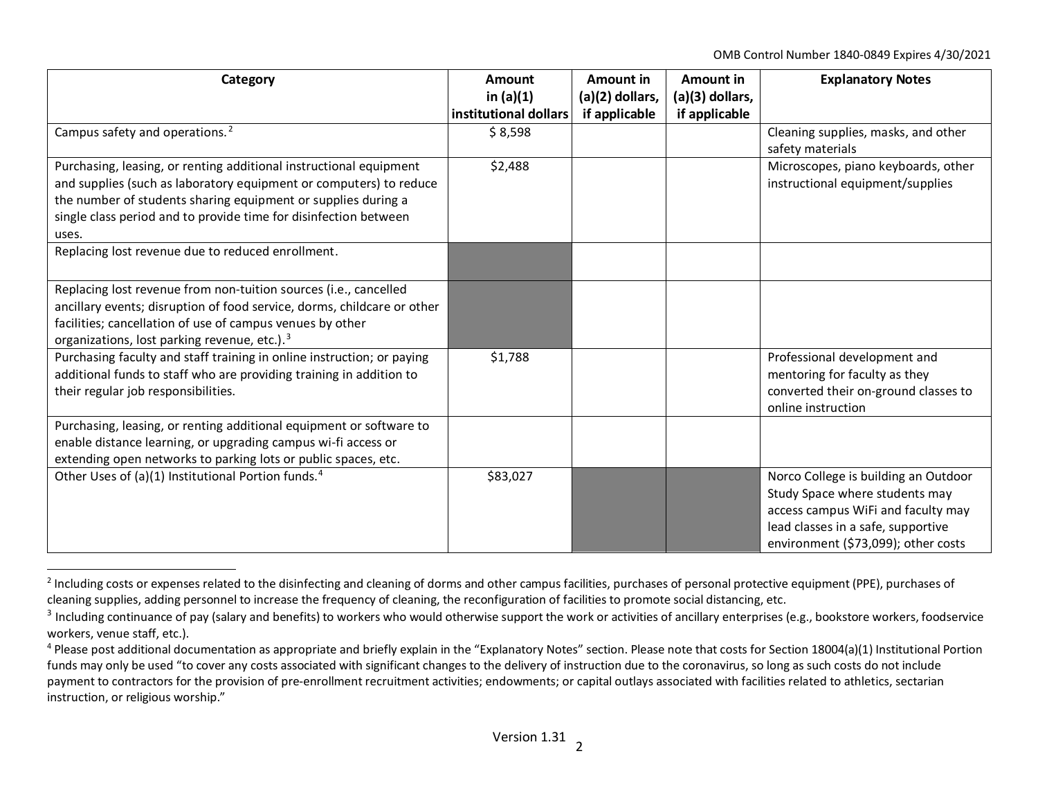| Category | Amount in (a)(1) institutional dollars | Amount in (a)(2) dollars, if applicable | Amount in (a)(3) dollars, if applicable | Explanatory Notes |
|---|---|---|---|---|
| Campus safety and operations.[2] | $ 8,598 | | | Cleaning supplies, masks, and other safety materials |
| Purchasing, leasing, or renting additional instructional equipment and supplies (such as laboratory equipment or computers) to reduce the number of students sharing equipment or supplies during a single class period and to provide time for disinfection between uses. | $2,488 | | | Microscopes, piano keyboards, other instructional equipment/supplies |
| Replacing lost revenue due to reduced enrollment. | | | | |
| Replacing lost revenue from non-tuition sources (i.e., cancelled ancillary events; disruption of food service, dorms, childcare or other facilities; cancellation of use of campus venues by other organizations, lost parking revenue, etc.).[3] | | | | |
| Purchasing faculty and staff training in online instruction; or paying additional funds to staff who are providing training in addition to their regular job responsibilities. | $1,788 | | | Professional development and mentoring for faculty as they converted their on-ground classes to online instruction |
| Purchasing, leasing, or renting additional equipment or software to enable distance learning, or upgrading campus wi-fi access or extending open networks to parking lots or public spaces, etc. | | | | |
| Other Uses of (a)(1) Institutional Portion funds.[4] | $83,027 | | | Norco College is building an Outdoor Study Space where students may access campus WiFi and faculty may lead classes in a safe, supportive environment ($73,099); other costs |

[2] Including costs or expenses related to the disinfecting and cleaning of dorms and other campus facilities, purchases of personal protective equipment (PPE), purchases of cleaning supplies, adding personnel to increase the frequency of cleaning, the reconfiguration of facilities to promote social distancing, etc.

[3] Including continuance of pay (salary and benefits) to workers who would otherwise support the work or activities of ancillary enterprises (e.g., bookstore workers, foodservice workers, venue staff, etc.).

[4] Please post additional documentation as appropriate and briefly explain in the "Explanatory Notes" section. Please note that costs for Section 18004(a)(1) Institutional Portion funds may only be used "to cover any costs associated with significant changes to the delivery of instruction due to the coronavirus, so long as such costs do not include payment to contractors for the provision of pre-enrollment recruitment activities; endowments; or capital outlays associated with facilities related to athletics, sectarian instruction, or religious worship."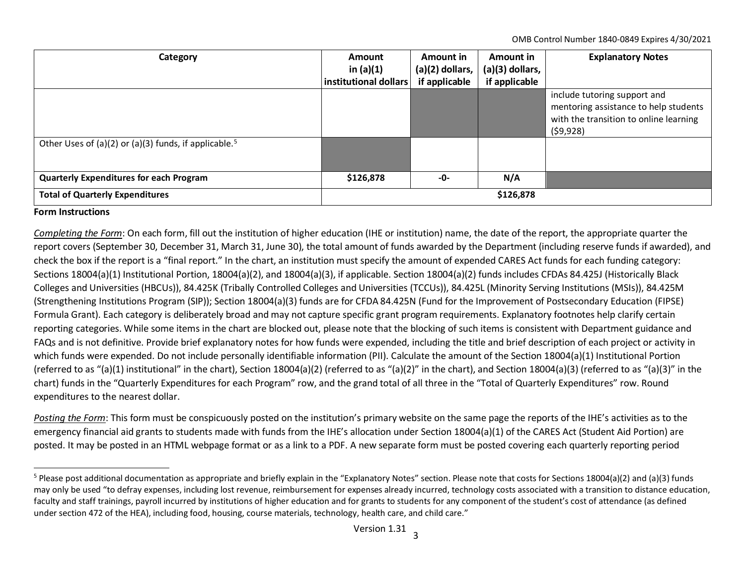| Category | Amount in (a)(1) institutional dollars | Amount in (a)(2) dollars, if applicable | Amount in (a)(3) dollars, if applicable | Explanatory Notes |
|---|---|---|---|---|
| | | | | include tutoring support and mentoring assistance to help students with the transition to online learning ($9,928) |
| Other Uses of (a)(2) or (a)(3) funds, if applicable.[5] | | | | |
| **Quarterly Expenditures for each Program** | **$126,878** | **-0-** | **N/A** | |
| **Total of Quarterly Expenditures** | **$126,878** | | | |

**Form Instructions**

*Completing the Form*: On each form, fill out the institution of higher education (IHE or institution) name, the date of the report, the appropriate quarter the report covers (September 30, December 31, March 31, June 30), the total amount of funds awarded by the Department (including reserve funds if awarded), and check the box if the report is a "final report." In the chart, an institution must specify the amount of expended CARES Act funds for each funding category: Sections 18004(a)(1) Institutional Portion, 18004(a)(2), and 18004(a)(3), if applicable. Section 18004(a)(2) funds includes CFDAs 84.425J (Historically Black Colleges and Universities (HBCUs)), 84.425K (Tribally Controlled Colleges and Universities (TCCUs)), 84.425L (Minority Serving Institutions (MSIs)), 84.425M (Strengthening Institutions Program (SIP)); Section 18004(a)(3) funds are for CFDA 84.425N (Fund for the Improvement of Postsecondary Education (FIPSE) Formula Grant). Each category is deliberately broad and may not capture specific grant program requirements. Explanatory footnotes help clarify certain reporting categories. While some items in the chart are blocked out, please note that the blocking of such items is consistent with Department guidance and FAQs and is not definitive. Provide brief explanatory notes for how funds were expended, including the title and brief description of each project or activity in which funds were expended. Do not include personally identifiable information (PII). Calculate the amount of the Section 18004(a)(1) Institutional Portion (referred to as "(a)(1) institutional" in the chart), Section 18004(a)(2) (referred to as "(a)(2)" in the chart), and Section 18004(a)(3) (referred to as "(a)(3)" in the chart) funds in the "Quarterly Expenditures for each Program" row, and the grand total of all three in the "Total of Quarterly Expenditures" row. Round expenditures to the nearest dollar.

*Posting the Form*: This form must be conspicuously posted on the institution's primary website on the same page the reports of the IHE's activities as to the emergency financial aid grants to students made with funds from the IHE's allocation under Section 18004(a)(1) of the CARES Act (Student Aid Portion) are posted. It may be posted in an HTML webpage format or as a link to a PDF. A new separate form must be posted covering each quarterly reporting period

[5] Please post additional documentation as appropriate and briefly explain in the "Explanatory Notes" section. Please note that costs for Sections 18004(a)(2) and (a)(3) funds may only be used "to defray expenses, including lost revenue, reimbursement for expenses already incurred, technology costs associated with a transition to distance education, faculty and staff trainings, payroll incurred by institutions of higher education and for grants to students for any component of the student's cost of attendance (as defined under section 472 of the HEA), including food, housing, course materials, technology, health care, and child care."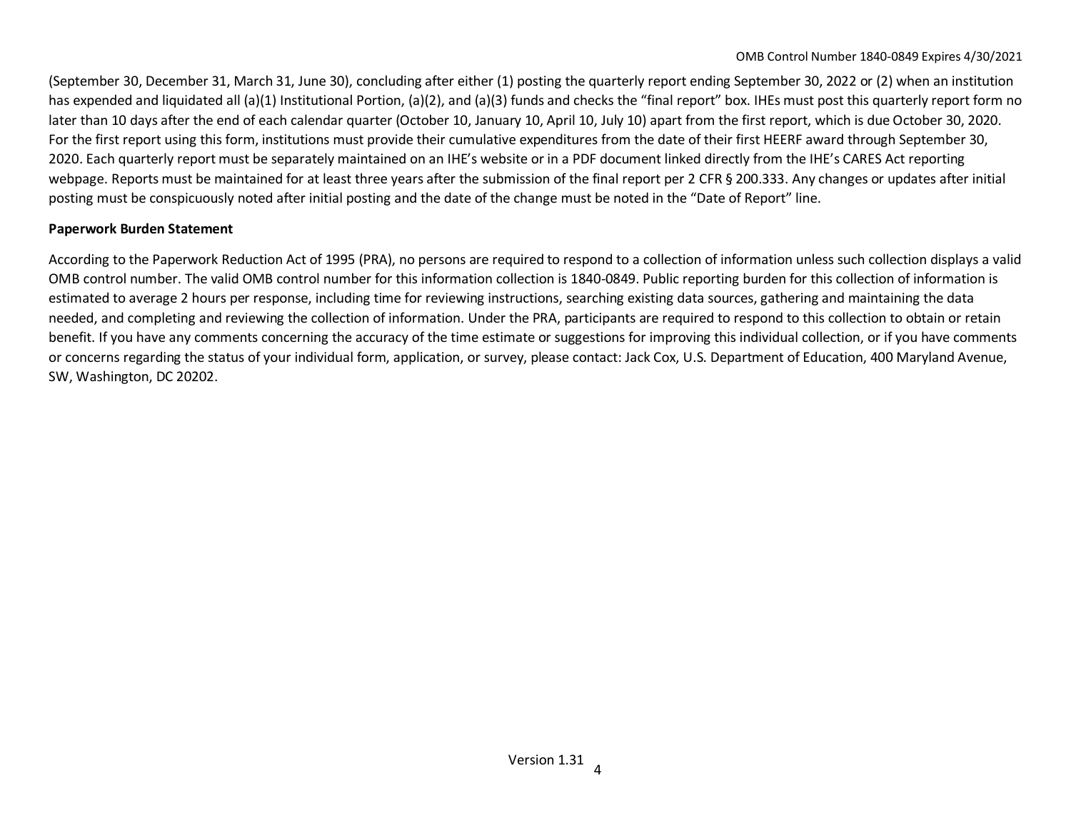(September 30, December 31, March 31, June 30), concluding after either (1) posting the quarterly report ending September 30, 2022 or (2) when an institution has expended and liquidated all (a)(1) Institutional Portion, (a)(2), and (a)(3) funds and checks the "final report" box. IHEs must post this quarterly report form no later than 10 days after the end of each calendar quarter (October 10, January 10, April 10, July 10) apart from the first report, which is due October 30, 2020. For the first report using this form, institutions must provide their cumulative expenditures from the date of their first HEERF award through September 30, 2020. Each quarterly report must be separately maintained on an IHE's website or in a PDF document linked directly from the IHE's CARES Act reporting webpage. Reports must be maintained for at least three years after the submission of the final report per 2 CFR § 200.333. Any changes or updates after initial posting must be conspicuously noted after initial posting and the date of the change must be noted in the "Date of Report" line.

**Paperwork Burden Statement**

According to the Paperwork Reduction Act of 1995 (PRA), no persons are required to respond to a collection of information unless such collection displays a valid OMB control number. The valid OMB control number for this information collection is 1840-0849. Public reporting burden for this collection of information is estimated to average 2 hours per response, including time for reviewing instructions, searching existing data sources, gathering and maintaining the data needed, and completing and reviewing the collection of information. Under the PRA, participants are required to respond to this collection to obtain or retain benefit. If you have any comments concerning the accuracy of the time estimate or suggestions for improving this individual collection, or if you have comments or concerns regarding the status of your individual form, application, or survey, please contact: Jack Cox, U.S. Department of Education, 400 Maryland Avenue, SW, Washington, DC 20202.